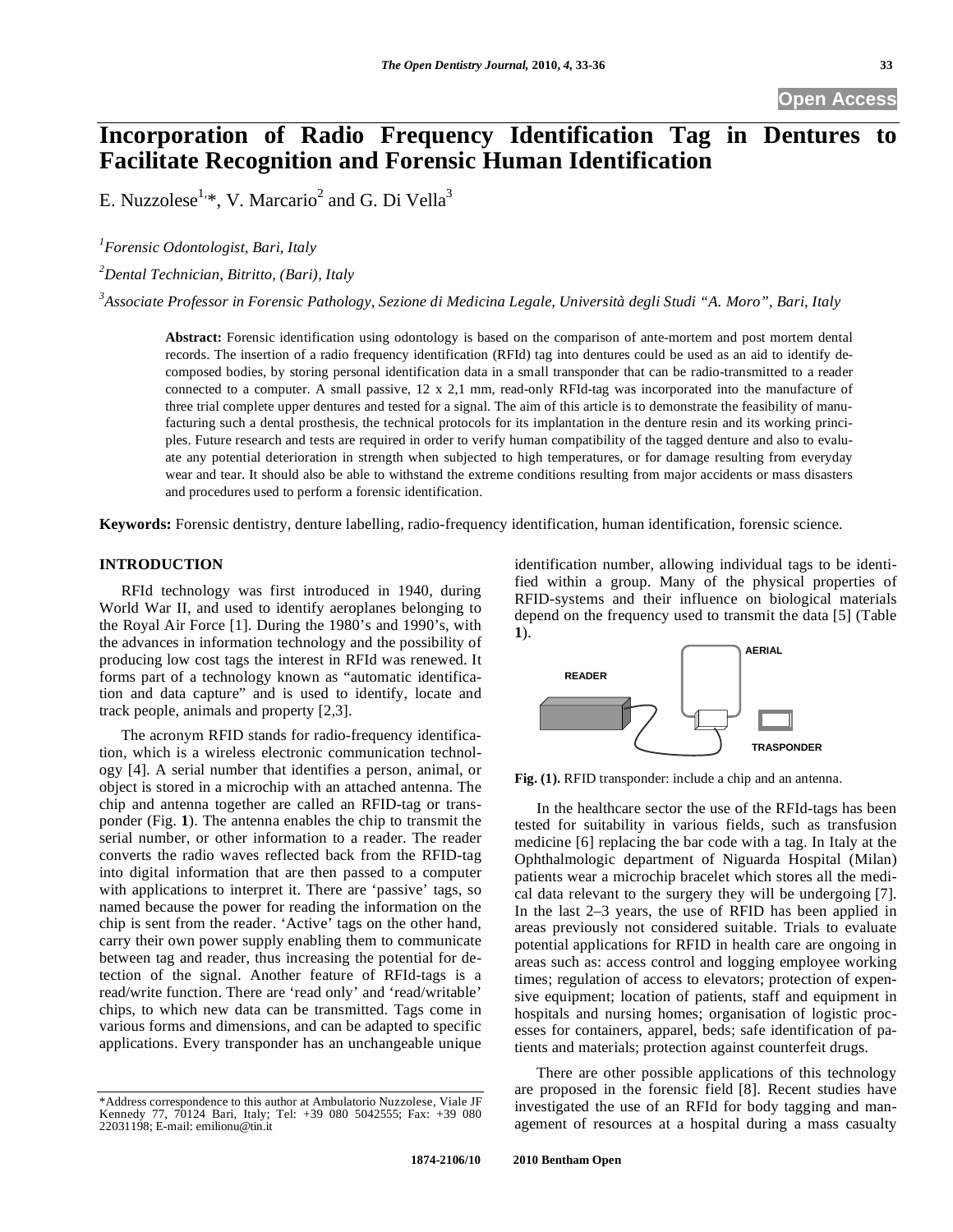# Incorporation of Radio Frequency Identification Tag in Dentures to Facilitate Recognition and Forensic Human Identification

E. Nuzzolese[1,*], V. Marcario[2] and G. Di Vella[3]

[1] *Forensic Odontologist, Bari, Italy*

[2] *Dental Technician, Bitritto, (Bari), Italy*

[3] *Associate Professor in Forensic Pathology, Sezione di Medicina Legale, Università degli Studi "A. Moro", Bari, Italy*

**Abstract:** Forensic identification using odontology is based on the comparison of ante-mortem and post mortem dental records. The insertion of a radio frequency identification (RFId) tag into dentures could be used as an aid to identify decomposed bodies, by storing personal identification data in a small transponder that can be radio-transmitted to a reader connected to a computer. A small passive, 12 x 2,1 mm, read-only RFId-tag was incorporated into the manufacture of three trial complete upper dentures and tested for a signal. The aim of this article is to demonstrate the feasibility of manufacturing such a dental prosthesis, the technical protocols for its implantation in the denture resin and its working principles. Future research and tests are required in order to verify human compatibility of the tagged denture and also to evaluate any potential deterioration in strength when subjected to high temperatures, or for damage resulting from everyday wear and tear. It should also be able to withstand the extreme conditions resulting from major accidents or mass disasters and procedures used to perform a forensic identification.

**Keywords:** Forensic dentistry, denture labelling, radio-frequency identification, human identification, forensic science.

## INTRODUCTION

RFId technology was first introduced in 1940, during World War II, and used to identify aeroplanes belonging to the Royal Air Force [1]. During the 1980's and 1990's, with the advances in information technology and the possibility of producing low cost tags the interest in RFId was renewed. It forms part of a technology known as "automatic identification and data capture" and is used to identify, locate and track people, animals and property [2,3].

The acronym RFID stands for radio-frequency identification, which is a wireless electronic communication technology [4]. A serial number that identifies a person, animal, or object is stored in a microchip with an attached antenna. The chip and antenna together are called an RFID-tag or transponder (Fig. **1**). The antenna enables the chip to transmit the serial number, or other information to a reader. The reader converts the radio waves reflected back from the RFID-tag into digital information that are then passed to a computer with applications to interpret it. There are 'passive' tags, so named because the power for reading the information on the chip is sent from the reader. 'Active' tags on the other hand, carry their own power supply enabling them to communicate between tag and reader, thus increasing the potential for detection of the signal. Another feature of RFId-tags is a read/write function. There are 'read only' and 'read/writable' chips, to which new data can be transmitted. Tags come in various forms and dimensions, and can be adapted to specific applications. Every transponder has an unchangeable unique identification number, allowing individual tags to be identified within a group. Many of the physical properties of RFID-systems and their influence on biological materials depend on the frequency used to transmit the data [5] (Table **1**).

READER AERIAL TRASPONDER

**Fig. (1).** RFID transponder: include a chip and an antenna.

In the healthcare sector the use of the RFId-tags has been tested for suitability in various fields, such as transfusion medicine [6] replacing the bar code with a tag. In Italy at the Ophthalmologic department of Niguarda Hospital (Milan) patients wear a microchip bracelet which stores all the medical data relevant to the surgery they will be undergoing [7]. In the last 2–3 years, the use of RFID has been applied in areas previously not considered suitable. Trials to evaluate potential applications for RFID in health care are ongoing in areas such as: access control and logging employee working times; regulation of access to elevators; protection of expensive equipment; location of patients, staff and equipment in hospitals and nursing homes; organisation of logistic processes for containers, apparel, beds; safe identification of patients and materials; protection against counterfeit drugs.

There are other possible applications of this technology are proposed in the forensic field [8]. Recent studies have investigated the use of an RFId for body tagging and management of resources at a hospital during a mass casualty

*Address correspondence to this author at Ambulatorio Nuzzolese, Viale JF Kennedy 77, 70124 Bari, Italy; Tel: +39 080 5042555; Fax: +39 080 22031198; E-mail: emilionu@tin.it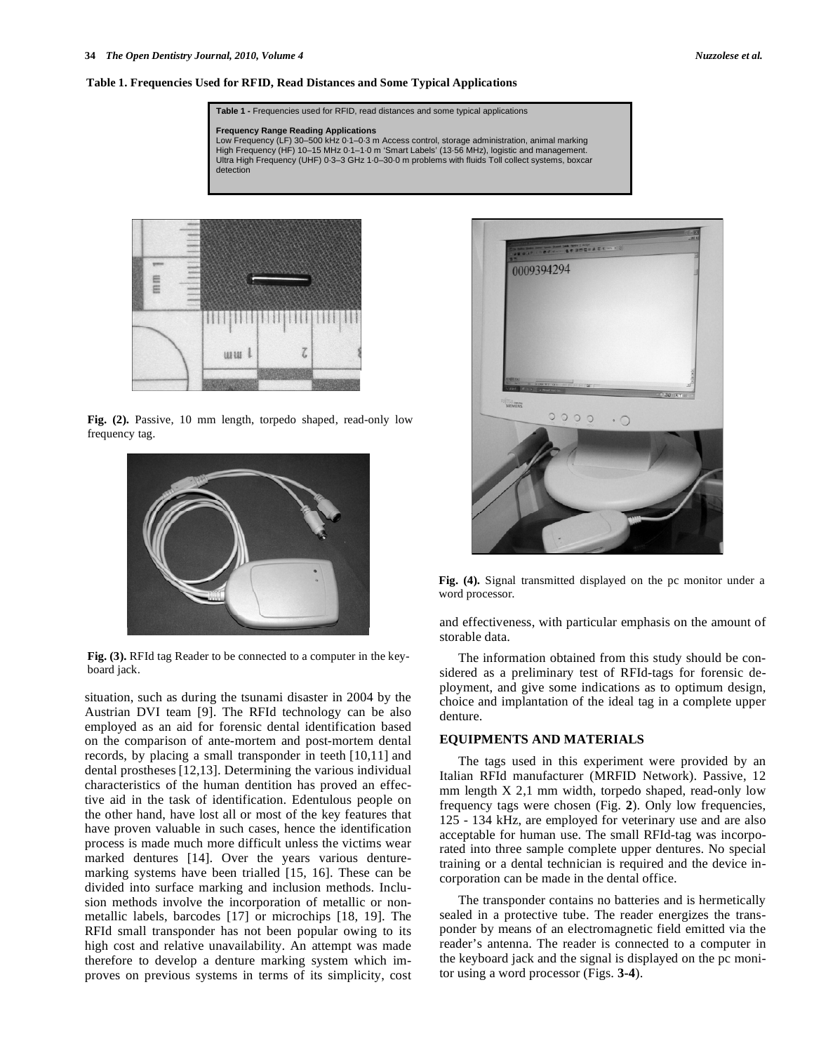**Table 1. Frequencies Used for RFID, Read Distances and Some Typical Applications**

| Frequency | Range | Reading | Applications |
|---|---|---|---|
| Low Frequency (LF) | 30–500 kHz | 0·1–0·3 m | Access control, storage administration, animal marking |
| High Frequency (HF) | 10–15 MHz | 0·1–1·0 m | 'Smart Labels' (13·56 MHz), logistic and management. |
| Ultra High Frequency (UHF) | 0·3–3 GHz | 1·0–30·0 m | problems with fluids Toll collect systems, boxcar detection |

**Fig. (2).** Passive, 10 mm length, torpedo shaped, read-only low frequency tag.

**Fig. (3).** RFId tag Reader to be connected to a computer in the keyboard jack.

**Fig. (4).** Signal transmitted displayed on the pc monitor under a word processor.

situation, such as during the tsunami disaster in 2004 by the Austrian DVI team [9]. The RFId technology can be also employed as an aid for forensic dental identification based on the comparison of ante-mortem and post-mortem dental records, by placing a small transponder in teeth [10,11] and dental prostheses [12,13]. Determining the various individual characteristics of the human dentition has proved an effective aid in the task of identification. Edentulous people on the other hand, have lost all or most of the key features that have proven valuable in such cases, hence the identification process is made much more difficult unless the victims wear marked dentures [14]. Over the years various denture-marking systems have been trialled [15, 16]. These can be divided into surface marking and inclusion methods. Inclusion methods involve the incorporation of metallic or non-metallic labels, barcodes [17] or microchips [18, 19]. The RFId small transponder has not been popular owing to its high cost and relative unavailability. An attempt was made therefore to develop a denture marking system which improves on previous systems in terms of its simplicity, cost and effectiveness, with particular emphasis on the amount of storable data.

The information obtained from this study should be considered as a preliminary test of RFId-tags for forensic deployment, and give some indications as to optimum design, choice and implantation of the ideal tag in a complete upper denture.

## EQUIPMENTS AND MATERIALS

The tags used in this experiment were provided by an Italian RFId manufacturer (MRFID Network). Passive, 12 mm length X 2,1 mm width, torpedo shaped, read-only low frequency tags were chosen (Fig. **2**). Only low frequencies, 125 - 134 kHz, are employed for veterinary use and are also acceptable for human use. The small RFId-tag was incorporated into three sample complete upper dentures. No special training or a dental technician is required and the device incorporation can be made in the dental office.

The transponder contains no batteries and is hermetically sealed in a protective tube. The reader energizes the transponder by means of an electromagnetic field emitted via the reader's antenna. The reader is connected to a computer in the keyboard jack and the signal is displayed on the pc monitor using a word processor (Figs. **3-4**).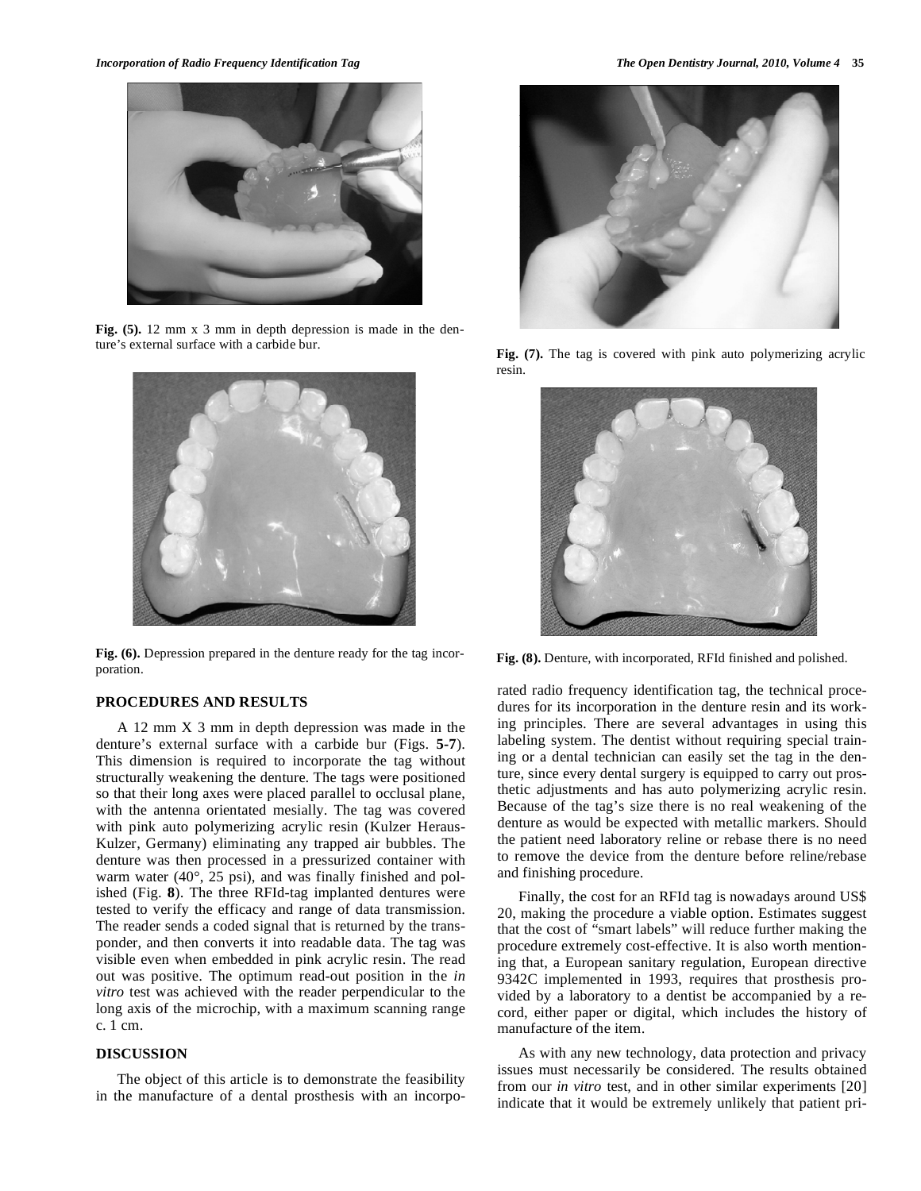Fig. (5). 12 mm x 3 mm in depth depression is made in the denture's external surface with a carbide bur.

Fig. (6). Depression prepared in the denture ready for the tag incorporation.

Fig. (7). The tag is covered with pink auto polymerizing acrylic resin.

Fig. (8). Denture, with incorporated, RFId finished and polished.

## PROCEDURES AND RESULTS

A 12 mm X 3 mm in depth depression was made in the denture's external surface with a carbide bur (Figs. **5-7**). This dimension is required to incorporate the tag without structurally weakening the denture. The tags were positioned so that their long axes were placed parallel to occlusal plane, with the antenna orientated mesially. The tag was covered with pink auto polymerizing acrylic resin (Kulzer Heraus-Kulzer, Germany) eliminating any trapped air bubbles. The denture was then processed in a pressurized container with warm water (40°, 25 psi), and was finally finished and polished (Fig. **8**). The three RFId-tag implanted dentures were tested to verify the efficacy and range of data transmission. The reader sends a coded signal that is returned by the transponder, and then converts it into readable data. The tag was visible even when embedded in pink acrylic resin. The read out was positive. The optimum read-out position in the *in vitro* test was achieved with the reader perpendicular to the long axis of the microchip, with a maximum scanning range c. 1 cm.

## DISCUSSION

The object of this article is to demonstrate the feasibility in the manufacture of a dental prosthesis with an incorporated radio frequency identification tag, the technical procedures for its incorporation in the denture resin and its working principles. There are several advantages in using this labeling system. The dentist without requiring special training or a dental technician can easily set the tag in the denture, since every dental surgery is equipped to carry out prosthetic adjustments and has auto polymerizing acrylic resin. Because of the tag's size there is no real weakening of the denture as would be expected with metallic markers. Should the patient need laboratory reline or rebase there is no need to remove the device from the denture before reline/rebase and finishing procedure.

Finally, the cost for an RFId tag is nowadays around US$ 20, making the procedure a viable option. Estimates suggest that the cost of "smart labels" will reduce further making the procedure extremely cost-effective. It is also worth mentioning that, a European sanitary regulation, European directive 9342C implemented in 1993, requires that prosthesis provided by a laboratory to a dentist be accompanied by a record, either paper or digital, which includes the history of manufacture of the item.

As with any new technology, data protection and privacy issues must necessarily be considered. The results obtained from our *in vitro* test, and in other similar experiments [20] indicate that it would be extremely unlikely that patient pri-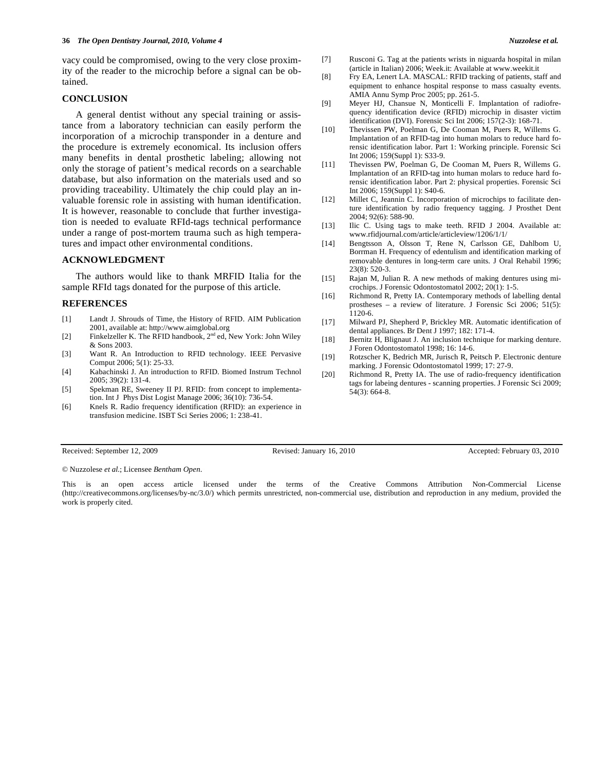vacy could be compromised, owing to the very close proximity of the reader to the microchip before a signal can be obtained.

## CONCLUSION

A general dentist without any special training or assistance from a laboratory technician can easily perform the incorporation of a microchip transponder in a denture and the procedure is extremely economical. Its inclusion offers many benefits in dental prosthetic labeling; allowing not only the storage of patient's medical records on a searchable database, but also information on the materials used and so providing traceability. Ultimately the chip could play an invaluable forensic role in assisting with human identification. It is however, reasonable to conclude that further investigation is needed to evaluate RFId-tags technical performance under a range of post-mortem trauma such as high temperatures and impact other environmental conditions.

## ACKNOWLEDGMENT

The authors would like to thank MRFID Italia for the sample RFId tags donated for the purpose of this article.

## REFERENCES

[1] Landt J. Shrouds of Time, the History of RFID. AIM Publication 2001, available at: http://www.aimglobal.org

[2] Finkelzeller K. The RFID handbook, 2nd ed, New York: John Wiley & Sons 2003.

[3] Want R. An Introduction to RFID technology. IEEE Pervasive Comput 2006; 5(1): 25-33.

[4] Kabachinski J. An introduction to RFID. Biomed Instrum Technol 2005; 39(2): 131-4.

[5] Spekman RE, Sweeney II PJ. RFID: from concept to implementation. Int J Phys Dist Logist Manage 2006; 36(10): 736-54.

[6] Knels R. Radio frequency identification (RFID): an experience in transfusion medicine. ISBT Sci Series 2006; 1: 238-41.

[7] Rusconi G. Tag at the patients wrists in niguarda hospital in milan (article in Italian) 2006; Week.it: Available at www.weekit.it

[8] Fry EA, Lenert LA. MASCAL: RFID tracking of patients, staff and equipment to enhance hospital response to mass casualty events. AMIA Annu Symp Proc 2005; pp. 261-5.

[9] Meyer HJ, Chansue N, Monticelli F. Implantation of radiofrequency identification device (RFID) microchip in disaster victim identification (DVI). Forensic Sci Int 2006; 157(2-3): 168-71.

[10] Thevissen PW, Poelman G, De Cooman M, Puers R, Willems G. Implantation of an RFID-tag into human molars to reduce hard forensic identification labor. Part 1: Working principle. Forensic Sci Int 2006; 159(Suppl 1): S33-9.

[11] Thevissen PW, Poelman G, De Cooman M, Puers R, Willems G. Implantation of an RFID-tag into human molars to reduce hard forensic identification labor. Part 2: physical properties. Forensic Sci Int 2006; 159(Suppl 1): S40-6.

[12] Millet C, Jeannin C. Incorporation of microchips to facilitate denture identification by radio frequency tagging. J Prosthet Dent 2004; 92(6): 588-90.

[13] Ilic C. Using tags to make teeth. RFID J 2004. Available at: www.rfidjournal.com/article/articleview/1206/1/1/

[14] Bengtsson A, Olsson T, Rene N, Carlsson GE, Dahlbom U, Borrman H. Frequency of edentulism and identification marking of removable dentures in long-term care units. J Oral Rehabil 1996; 23(8): 520-3.

[15] Rajan M, Julian R. A new methods of making dentures using microchips. J Forensic Odontostomatol 2002; 20(1): 1-5.

[16] Richmond R, Pretty IA. Contemporary methods of labelling dental prostheses – a review of literature. J Forensic Sci 2006; 51(5): 1120-6.

[17] Milward PJ, Shepherd P, Brickley MR. Automatic identification of dental appliances. Br Dent J 1997; 182: 171-4.

[18] Bernitz H, Blignaut J. An inclusion technique for marking denture. J Foren Odontostomatol 1998; 16: 14-6.

[19] Rotzscher K, Bedrich MR, Jurisch R, Peitsch P. Electronic denture marking. J Forensic Odontostomatol 1999; 17: 27-9.

[20] Richmond R, Pretty IA. The use of radio-frequency identification tags for labeing dentures - scanning properties. J Forensic Sci 2009; 54(3): 664-8.

Received: September 12, 2009 Revised: January 16, 2010 Accepted: February 03, 2010

© Nuzzolese *et al.*; Licensee *Bentham Open*.

This is an open access article licensed under the terms of the Creative Commons Attribution Non-Commercial License (http://creativecommons.org/licenses/by-nc/3.0/) which permits unrestricted, non-commercial use, distribution and reproduction in any medium, provided the work is properly cited.